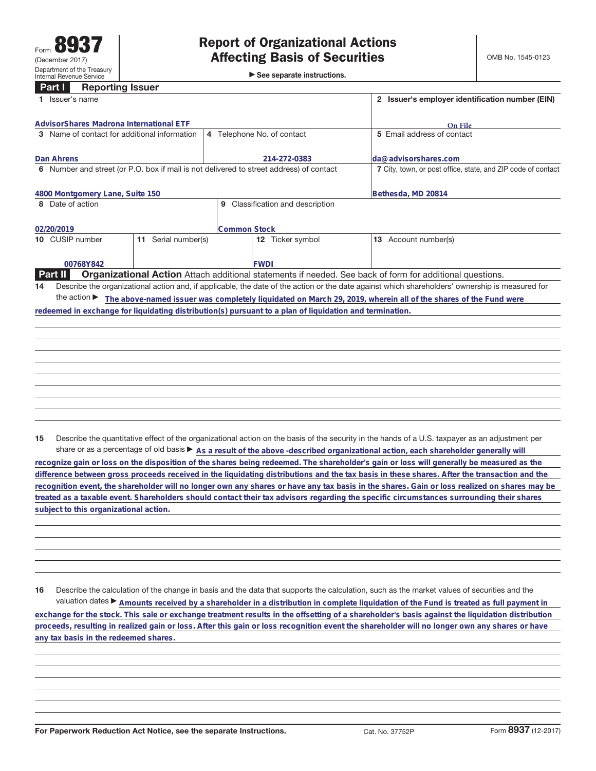Form **8937**
(December 2017)
Department of the Treasury
Internal Revenue Service

# Report of Organizational Actions Affecting Basis of Securities

► See separate instructions.

OMB No. 1545-0123

## Part I Reporting Issuer

| 1 Issuer's name | | | 2 Issuer's employer identification number (EIN) |
|---|---|---|---|
| AdvisorShares Madrona International ETF | | | On File |
| 3 Name of contact for additional information | 4 Telephone No. of contact | | 5 Email address of contact |
| Dan Ahrens | 214-272-0383 | | da@advisorshares.com |
| 6 Number and street (or P.O. box if mail is not delivered to street address) of contact | | | 7 City, town, or post office, state, and ZIP code of contact |
| 4800 Montgomery Lane, Suite 150 | | | Bethesda, MD 20814 |
| 8 Date of action | 9 Classification and description | | |
| 02/20/2019 | Common Stock | | |
| 10 CUSIP number | 11 Serial number(s) | 12 Ticker symbol | 13 Account number(s) |
| 00768Y842 | | FWDI | |

## Part II Organizational Action

Attach additional statements if needed. See back of form for additional questions.

**14** Describe the organizational action and, if applicable, the date of the action or the date against which shareholders' ownership is measured for the action ► The above-named issuer was completely liquidated on March 29, 2019, wherein all of the shares of the Fund were redeemed in exchange for liquidating distribution(s) pursuant to a plan of liquidation and termination.

**15** Describe the quantitative effect of the organizational action on the basis of the security in the hands of a U.S. taxpayer as an adjustment per share or as a percentage of old basis ► As a result of the above -described organizational action, each shareholder generally will recognize gain or loss on the disposition of the shares being redeemed. The shareholder's gain or loss will generally be measured as the difference between gross proceeds received in the liquidating distributions and the tax basis in these shares. After the transaction and the recognition event, the shareholder will no longer own any shares or have any tax basis in the shares. Gain or loss realized on shares may be treated as a taxable event. Shareholders should contact their tax advisors regarding the specific circumstances surrounding their shares subject to this organizational action.

**16** Describe the calculation of the change in basis and the data that supports the calculation, such as the market values of securities and the valuation dates ► Amounts received by a shareholder in a distribution in complete liquidation of the Fund is treated as full payment in exchange for the stock. This sale or exchange treatment results in the offsetting of a shareholder's basis against the liquidation distribution proceeds, resulting in realized gain or loss. After this gain or loss recognition event the shareholder will no longer own any shares or have any tax basis in the redeemed shares.

For Paperwork Reduction Act Notice, see the separate Instructions. Cat. No. 37752P Form **8937** (12-2017)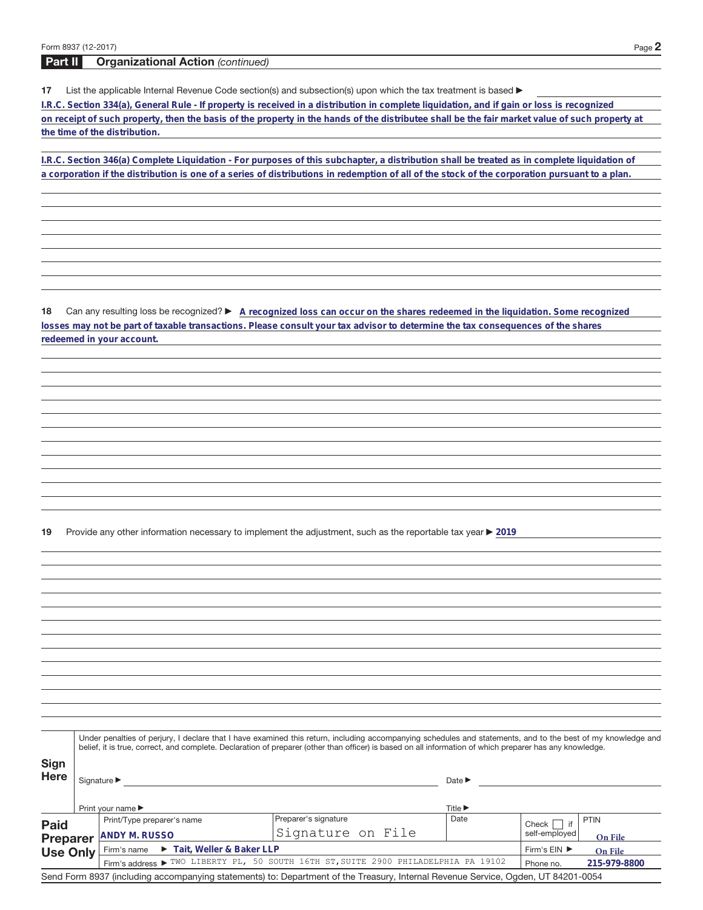Form 8937 (12-2017)

## Part II Organizational Action *(continued)*

**17** List the applicable Internal Revenue Code section(s) and subsection(s) upon which the tax treatment is based ▶

**I.R.C. Section 334(a), General Rule - If property is received in a distribution in complete liquidation, and if gain or loss is recognized on receipt of such property, then the basis of the property in the hands of the distributee shall be the fair market value of such property at the time of the distribution.**

**I.R.C. Section 346(a) Complete Liquidation - For purposes of this subchapter, a distribution shall be treated as in complete liquidation of a corporation if the distribution is one of a series of distributions in redemption of all of the stock of the corporation pursuant to a plan.**

**18** Can any resulting loss be recognized? ▶ **A recognized loss can occur on the shares redeemed in the liquidation. Some recognized losses may not be part of taxable transactions. Please consult your tax advisor to determine the tax consequences of the shares redeemed in your account.**

**19** Provide any other information necessary to implement the adjustment, such as the reportable tax year ▶ **2019**

**Sign Here**

Under penalties of perjury, I declare that I have examined this return, including accompanying schedules and statements, and to the best of my knowledge and belief, it is true, correct, and complete. Declaration of preparer (other than officer) is based on all information of which preparer has any knowledge.

Signature ▶ Date ▶

Print your name ▶ Title ▶

| Paid Preparer Use Only | | | | |
|---|---|---|---|---|
| Print/Type preparer's name: ANDY M. RUSSO | Preparer's signature: Signature on File | Date | Check ☐ if self-employed | PTIN: On File |
| Firm's name ▶ Tait, Weller & Baker LLP | | | Firm's EIN ▶ | On File |
| Firm's address ▶ TWO LIBERTY PL, 50 SOUTH 16TH ST, SUITE 2900 PHILADELPHIA PA 19102 | | | Phone no. | 215-979-8800 |

Send Form 8937 (including accompanying statements) to: Department of the Treasury, Internal Revenue Service, Ogden, UT 84201-0054